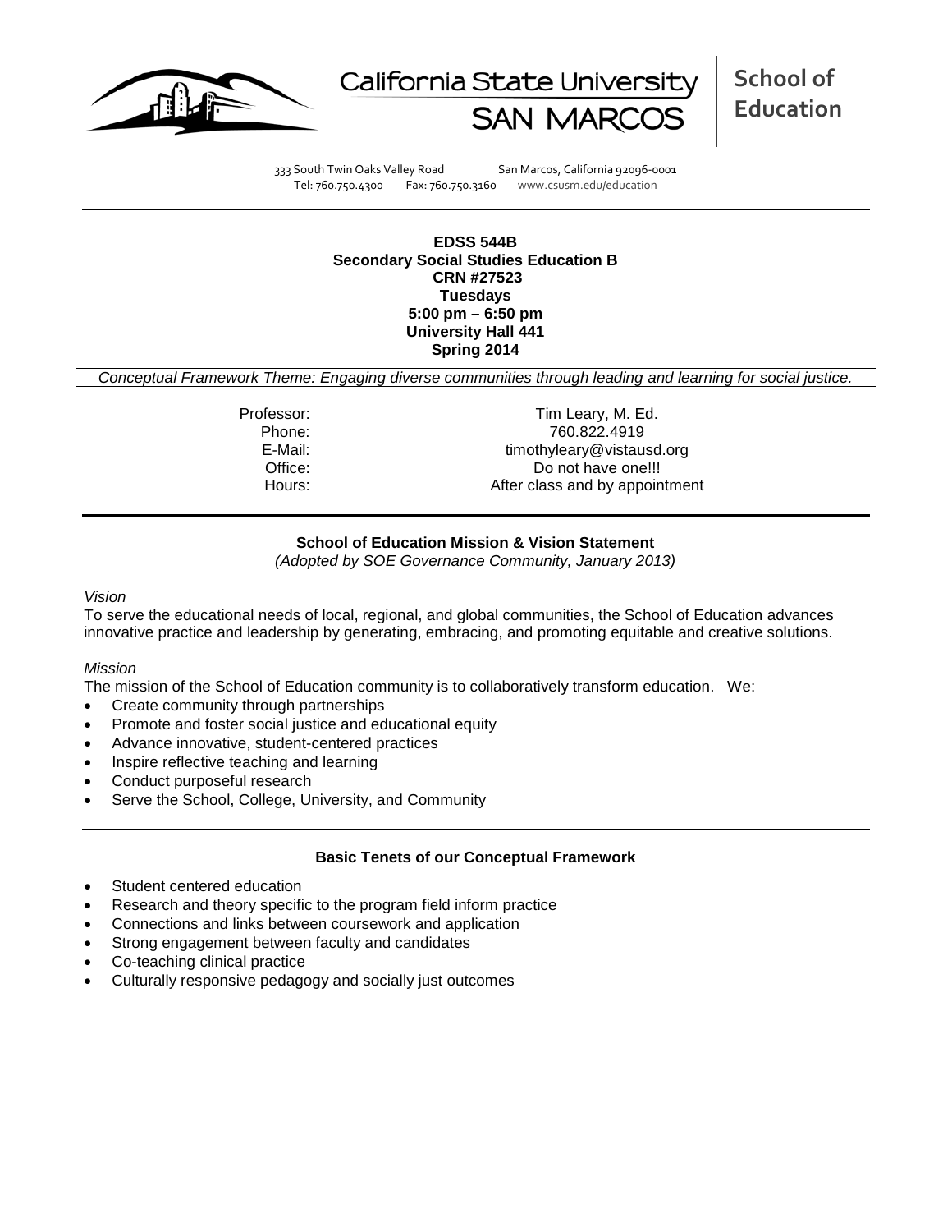California State University SAN MARCOS

**School of Education**

333 South Twin Oaks Valley Road San Marcos, California 92096-0001
Tel: 760.750.4300 Fax: 760.750.3160 www.csusm.edu/education

**EDSS 544B**
**Secondary Social Studies Education B**
**CRN #27523**
**Tuesdays**
**5:00 pm – 6:50 pm**
**University Hall 441**
**Spring 2014**

*Conceptual Framework Theme: Engaging diverse communities through leading and learning for social justice.*

| | |
|---|---|
| Professor: | Tim Leary, M. Ed. |
| Phone: | 760.822.4919 |
| E-Mail: | timothyleary@vistausd.org |
| Office: | Do not have one!!! |
| Hours: | After class and by appointment |

**School of Education Mission & Vision Statement**
*(Adopted by SOE Governance Community, January 2013)*

*Vision*

To serve the educational needs of local, regional, and global communities, the School of Education advances innovative practice and leadership by generating, embracing, and promoting equitable and creative solutions.

*Mission*

The mission of the School of Education community is to collaboratively transform education. We:

- Create community through partnerships
- Promote and foster social justice and educational equity
- Advance innovative, student-centered practices
- Inspire reflective teaching and learning
- Conduct purposeful research
- Serve the School, College, University, and Community

**Basic Tenets of our Conceptual Framework**

- Student centered education
- Research and theory specific to the program field inform practice
- Connections and links between coursework and application
- Strong engagement between faculty and candidates
- Co-teaching clinical practice
- Culturally responsive pedagogy and socially just outcomes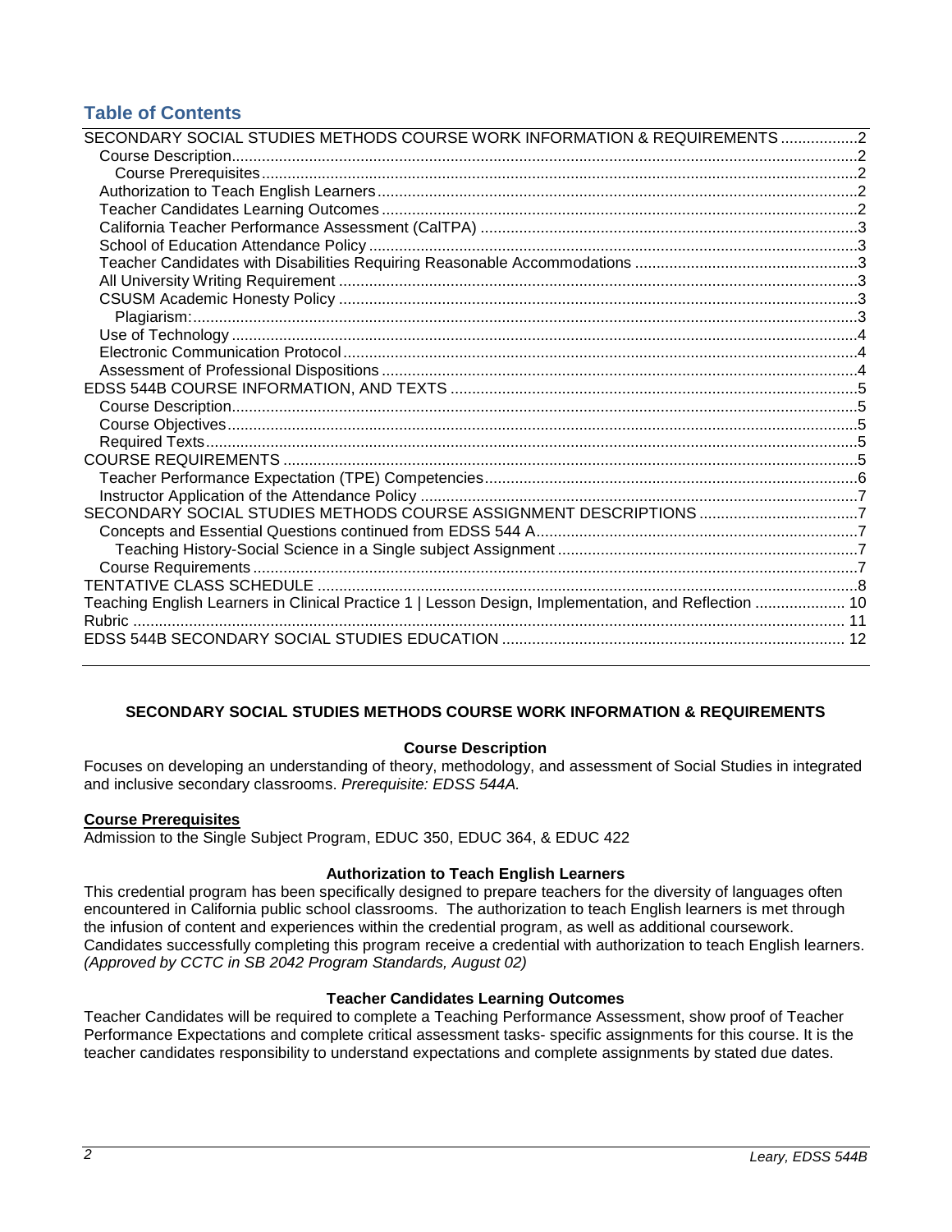## Table of Contents

SECONDARY SOCIAL STUDIES METHODS COURSE WORK INFORMATION & REQUIREMENTS .................2
- Course Description.......................................................................................................2
  - Course Prerequisites..................................................................................................2
- Authorization to Teach English Learners.......................................................................2
- Teacher Candidates Learning Outcomes.......................................................................2
- California Teacher Performance Assessment (CalTPA) .................................................3
- School of Education Attendance Policy .........................................................................3
- Teacher Candidates with Disabilities Requiring Reasonable Accommodations ...............3
- All University Writing Requirement ................................................................................3
- CSUSM Academic Honesty Policy ................................................................................3
  - Plagiarism:..................................................................................................................3
- Use of Technology .........................................................................................................4
- Electronic Communication Protocol................................................................................4
- Assessment of Professional Dispositions .......................................................................4

EDSS 544B COURSE INFORMATION, AND TEXTS ..........................................................5
- Course Description.........................................................................................................5
- Course Objectives..........................................................................................................5
- Required Texts...............................................................................................................5

COURSE REQUIREMENTS ...............................................................................................5
- Teacher Performance Expectation (TPE) Competencies.................................................6
- Instructor Application of the Attendance Policy ..............................................................7

SECONDARY SOCIAL STUDIES METHODS COURSE ASSIGNMENT DESCRIPTIONS ..............7
- Concepts and Essential Questions continued from EDSS 544 A......................................7
  - Teaching History-Social Science in a Single subject Assignment .................................7
- Course Requirements.....................................................................................................7

TENTATIVE CLASS SCHEDULE .......................................................................................8

Teaching English Learners in Clinical Practice 1 | Lesson Design, Implementation, and Reflection ..................... 10

Rubric ............................................................................................................................ 11

EDSS 544B SECONDARY SOCIAL STUDIES EDUCATION ............................................... 12

---

### SECONDARY SOCIAL STUDIES METHODS COURSE WORK INFORMATION & REQUIREMENTS

#### Course Description

Focuses on developing an understanding of theory, methodology, and assessment of Social Studies in integrated and inclusive secondary classrooms. *Prerequisite: EDSS 544A.*

**Course Prerequisites**

Admission to the Single Subject Program, EDUC 350, EDUC 364, & EDUC 422

#### Authorization to Teach English Learners

This credential program has been specifically designed to prepare teachers for the diversity of languages often encountered in California public school classrooms. The authorization to teach English learners is met through the infusion of content and experiences within the credential program, as well as additional coursework. Candidates successfully completing this program receive a credential with authorization to teach English learners. *(Approved by CCTC in SB 2042 Program Standards, August 02)*

#### Teacher Candidates Learning Outcomes

Teacher Candidates will be required to complete a Teaching Performance Assessment, show proof of Teacher Performance Expectations and complete critical assessment tasks- specific assignments for this course. It is the teacher candidates responsibility to understand expectations and complete assignments by stated due dates.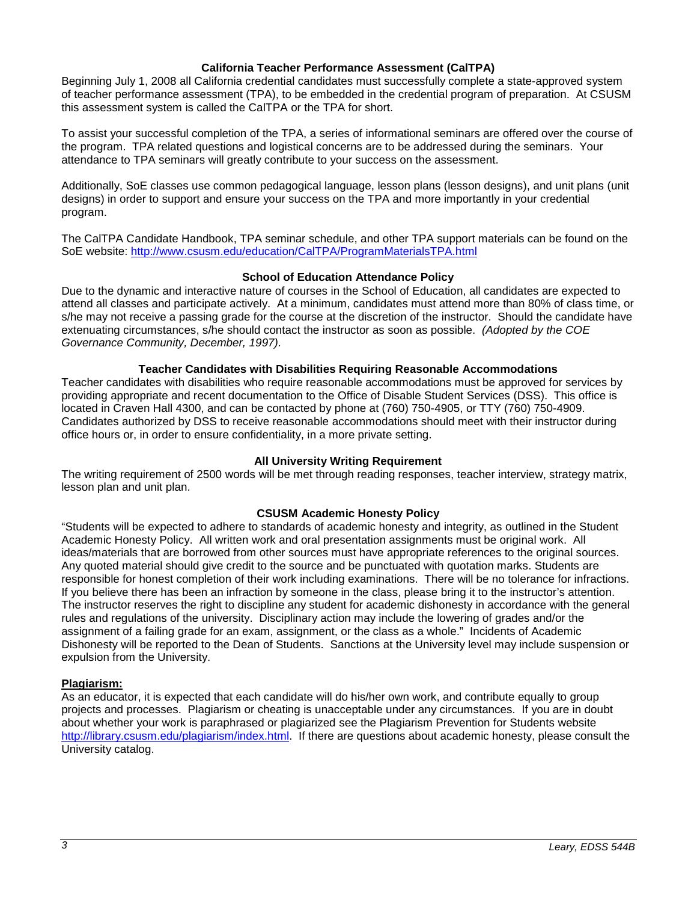### California Teacher Performance Assessment (CalTPA)

Beginning July 1, 2008 all California credential candidates must successfully complete a state-approved system of teacher performance assessment (TPA), to be embedded in the credential program of preparation. At CSUSM this assessment system is called the CalTPA or the TPA for short.

To assist your successful completion of the TPA, a series of informational seminars are offered over the course of the program. TPA related questions and logistical concerns are to be addressed during the seminars. Your attendance to TPA seminars will greatly contribute to your success on the assessment.

Additionally, SoE classes use common pedagogical language, lesson plans (lesson designs), and unit plans (unit designs) in order to support and ensure your success on the TPA and more importantly in your credential program.

The CalTPA Candidate Handbook, TPA seminar schedule, and other TPA support materials can be found on the SoE website: http://www.csusm.edu/education/CalTPA/ProgramMaterialsTPA.html

### School of Education Attendance Policy

Due to the dynamic and interactive nature of courses in the School of Education, all candidates are expected to attend all classes and participate actively. At a minimum, candidates must attend more than 80% of class time, or s/he may not receive a passing grade for the course at the discretion of the instructor. Should the candidate have extenuating circumstances, s/he should contact the instructor as soon as possible. *(Adopted by the COE Governance Community, December, 1997).*

### Teacher Candidates with Disabilities Requiring Reasonable Accommodations

Teacher candidates with disabilities who require reasonable accommodations must be approved for services by providing appropriate and recent documentation to the Office of Disable Student Services (DSS). This office is located in Craven Hall 4300, and can be contacted by phone at (760) 750-4905, or TTY (760) 750-4909. Candidates authorized by DSS to receive reasonable accommodations should meet with their instructor during office hours or, in order to ensure confidentiality, in a more private setting.

### All University Writing Requirement

The writing requirement of 2500 words will be met through reading responses, teacher interview, strategy matrix, lesson plan and unit plan.

### CSUSM Academic Honesty Policy

"Students will be expected to adhere to standards of academic honesty and integrity, as outlined in the Student Academic Honesty Policy. All written work and oral presentation assignments must be original work. All ideas/materials that are borrowed from other sources must have appropriate references to the original sources. Any quoted material should give credit to the source and be punctuated with quotation marks. Students are responsible for honest completion of their work including examinations. There will be no tolerance for infractions. If you believe there has been an infraction by someone in the class, please bring it to the instructor's attention. The instructor reserves the right to discipline any student for academic dishonesty in accordance with the general rules and regulations of the university. Disciplinary action may include the lowering of grades and/or the assignment of a failing grade for an exam, assignment, or the class as a whole." Incidents of Academic Dishonesty will be reported to the Dean of Students. Sanctions at the University level may include suspension or expulsion from the University.

**Plagiarism:**

As an educator, it is expected that each candidate will do his/her own work, and contribute equally to group projects and processes. Plagiarism or cheating is unacceptable under any circumstances. If you are in doubt about whether your work is paraphrased or plagiarized see the Plagiarism Prevention for Students website http://library.csusm.edu/plagiarism/index.html. If there are questions about academic honesty, please consult the University catalog.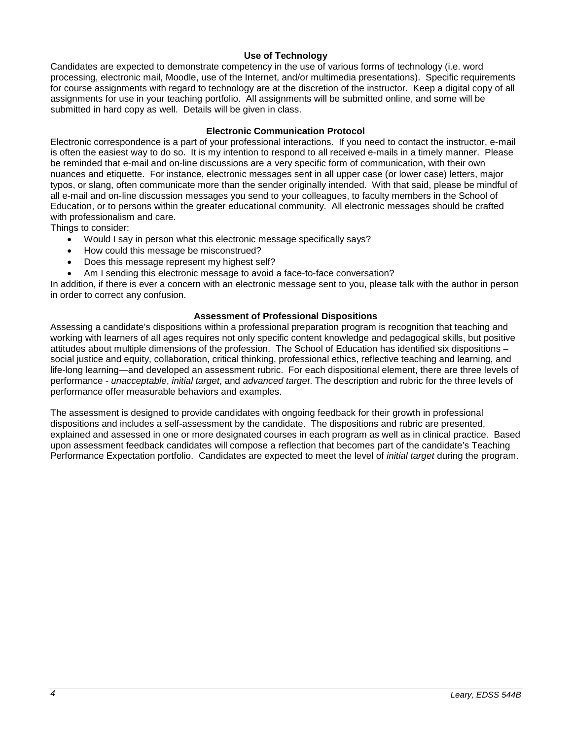### Use of Technology

Candidates are expected to demonstrate competency in the use of various forms of technology (i.e. word processing, electronic mail, Moodle, use of the Internet, and/or multimedia presentations). Specific requirements for course assignments with regard to technology are at the discretion of the instructor. Keep a digital copy of all assignments for use in your teaching portfolio. All assignments will be submitted online, and some will be submitted in hard copy as well. Details will be given in class.

### Electronic Communication Protocol

Electronic correspondence is a part of your professional interactions. If you need to contact the instructor, e-mail is often the easiest way to do so. It is my intention to respond to all received e-mails in a timely manner. Please be reminded that e-mail and on-line discussions are a very specific form of communication, with their own nuances and etiquette. For instance, electronic messages sent in all upper case (or lower case) letters, major typos, or slang, often communicate more than the sender originally intended. With that said, please be mindful of all e-mail and on-line discussion messages you send to your colleagues, to faculty members in the School of Education, or to persons within the greater educational community. All electronic messages should be crafted with professionalism and care.

Things to consider:

- Would I say in person what this electronic message specifically says?
- How could this message be misconstrued?
- Does this message represent my highest self?
- Am I sending this electronic message to avoid a face-to-face conversation?

In addition, if there is ever a concern with an electronic message sent to you, please talk with the author in person in order to correct any confusion.

### Assessment of Professional Dispositions

Assessing a candidate's dispositions within a professional preparation program is recognition that teaching and working with learners of all ages requires not only specific content knowledge and pedagogical skills, but positive attitudes about multiple dimensions of the profession. The School of Education has identified six dispositions – social justice and equity, collaboration, critical thinking, professional ethics, reflective teaching and learning, and life-long learning—and developed an assessment rubric. For each dispositional element, there are three levels of performance - *unacceptable*, *initial target*, and *advanced target*. The description and rubric for the three levels of performance offer measurable behaviors and examples.

The assessment is designed to provide candidates with ongoing feedback for their growth in professional dispositions and includes a self-assessment by the candidate. The dispositions and rubric are presented, explained and assessed in one or more designated courses in each program as well as in clinical practice. Based upon assessment feedback candidates will compose a reflection that becomes part of the candidate's Teaching Performance Expectation portfolio. Candidates are expected to meet the level of *initial target* during the program.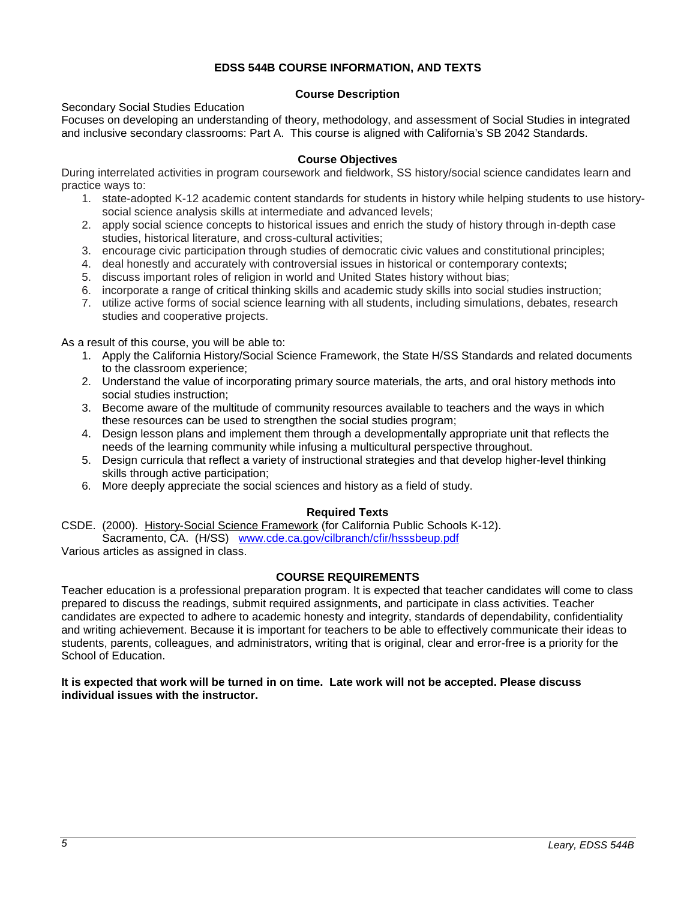## EDSS 544B COURSE INFORMATION, AND TEXTS

### Course Description

Secondary Social Studies Education
Focuses on developing an understanding of theory, methodology, and assessment of Social Studies in integrated and inclusive secondary classrooms: Part A. This course is aligned with California's SB 2042 Standards.

### Course Objectives

During interrelated activities in program coursework and fieldwork, SS history/social science candidates learn and practice ways to:

1. state-adopted K-12 academic content standards for students in history while helping students to use history-social science analysis skills at intermediate and advanced levels;
2. apply social science concepts to historical issues and enrich the study of history through in-depth case studies, historical literature, and cross-cultural activities;
3. encourage civic participation through studies of democratic civic values and constitutional principles;
4. deal honestly and accurately with controversial issues in historical or contemporary contexts;
5. discuss important roles of religion in world and United States history without bias;
6. incorporate a range of critical thinking skills and academic study skills into social studies instruction;
7. utilize active forms of social science learning with all students, including simulations, debates, research studies and cooperative projects.

As a result of this course, you will be able to:

1. Apply the California History/Social Science Framework, the State H/SS Standards and related documents to the classroom experience;
2. Understand the value of incorporating primary source materials, the arts, and oral history methods into social studies instruction;
3. Become aware of the multitude of community resources available to teachers and the ways in which these resources can be used to strengthen the social studies program;
4. Design lesson plans and implement them through a developmentally appropriate unit that reflects the needs of the learning community while infusing a multicultural perspective throughout.
5. Design curricula that reflect a variety of instructional strategies and that develop higher-level thinking skills through active participation;
6. More deeply appreciate the social sciences and history as a field of study.

### Required Texts

CSDE. (2000). History-Social Science Framework (for California Public Schools K-12). Sacramento, CA. (H/SS) www.cde.ca.gov/cilbranch/cfir/hsssbeup.pdf
Various articles as assigned in class.

### COURSE REQUIREMENTS

Teacher education is a professional preparation program. It is expected that teacher candidates will come to class prepared to discuss the readings, submit required assignments, and participate in class activities. Teacher candidates are expected to adhere to academic honesty and integrity, standards of dependability, confidentiality and writing achievement. Because it is important for teachers to be able to effectively communicate their ideas to students, parents, colleagues, and administrators, writing that is original, clear and error-free is a priority for the School of Education.

**It is expected that work will be turned in on time. Late work will not be accepted. Please discuss individual issues with the instructor.**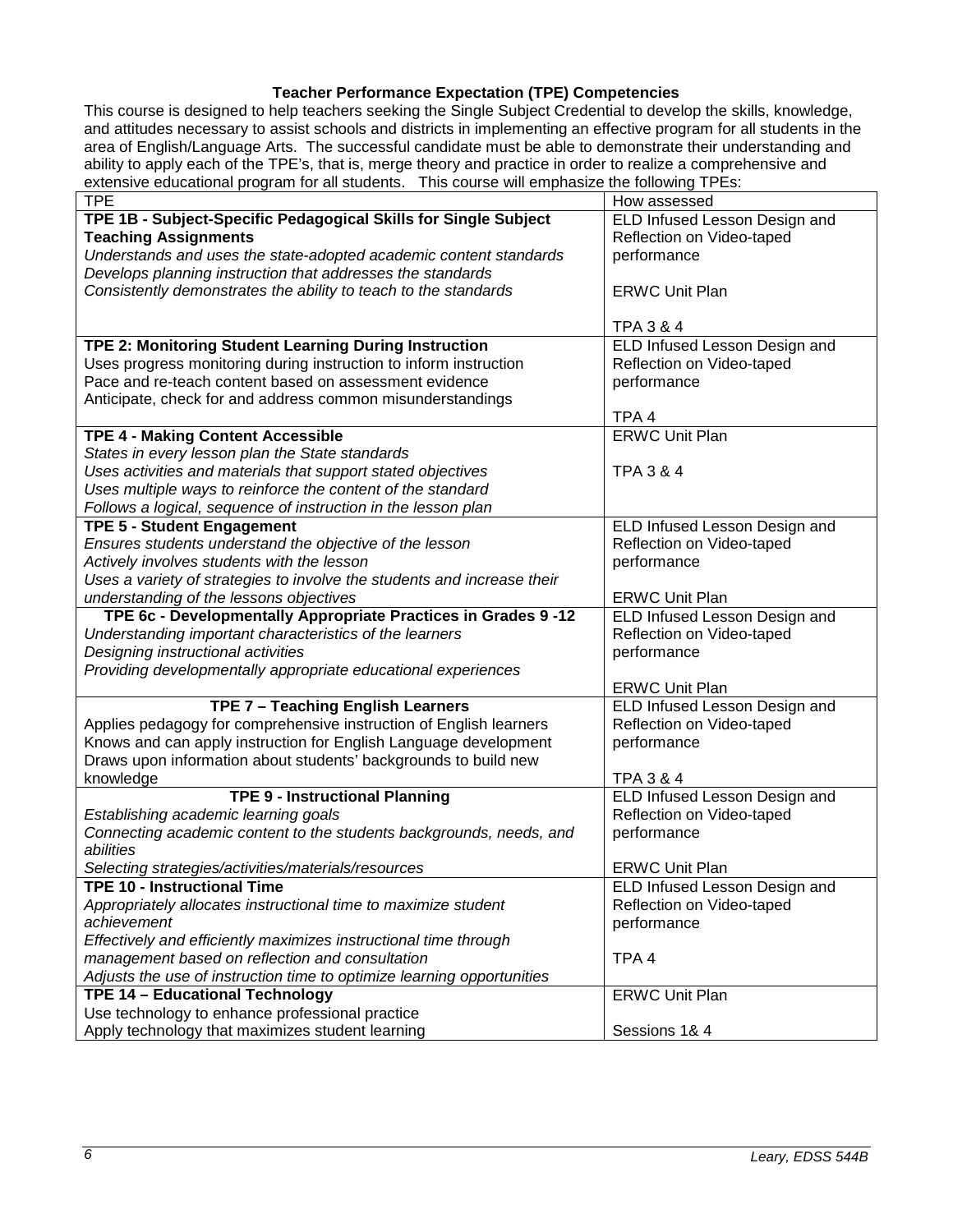### Teacher Performance Expectation (TPE) Competencies

This course is designed to help teachers seeking the Single Subject Credential to develop the skills, knowledge, and attitudes necessary to assist schools and districts in implementing an effective program for all students in the area of English/Language Arts. The successful candidate must be able to demonstrate their understanding and ability to apply each of the TPE's, that is, merge theory and practice in order to realize a comprehensive and extensive educational program for all students. This course will emphasize the following TPEs:

| TPE | How assessed |
|---|---|
| **TPE 1B - Subject-Specific Pedagogical Skills for Single Subject Teaching Assignments**<br>*Understands and uses the state-adopted academic content standards*<br>*Develops planning instruction that addresses the standards*<br>*Consistently demonstrates the ability to teach to the standards* | ELD Infused Lesson Design and Reflection on Video-taped performance<br><br>ERWC Unit Plan<br><br>TPA 3 & 4 |
| **TPE 2: Monitoring Student Learning During Instruction**<br>Uses progress monitoring during instruction to inform instruction<br>Pace and re-teach content based on assessment evidence<br>Anticipate, check for and address common misunderstandings | ELD Infused Lesson Design and Reflection on Video-taped performance<br><br>TPA 4 |
| **TPE 4 - Making Content Accessible**<br>*States in every lesson plan the State standards*<br>*Uses activities and materials that support stated objectives*<br>*Uses multiple ways to reinforce the content of the standard*<br>*Follows a logical, sequence of instruction in the lesson plan* | ERWC Unit Plan<br><br>TPA 3 & 4 |
| **TPE 5 - Student Engagement**<br>*Ensures students understand the objective of the lesson*<br>*Actively involves students with the lesson*<br>*Uses a variety of strategies to involve the students and increase their understanding of the lessons objectives* | ELD Infused Lesson Design and Reflection on Video-taped performance<br><br>ERWC Unit Plan |
| **TPE 6c - Developmentally Appropriate Practices in Grades 9 -12**<br>*Understanding important characteristics of the learners*<br>*Designing instructional activities*<br>*Providing developmentally appropriate educational experiences* | ELD Infused Lesson Design and Reflection on Video-taped performance<br><br>ERWC Unit Plan |
| **TPE 7 – Teaching English Learners**<br>Applies pedagogy for comprehensive instruction of English learners<br>Knows and can apply instruction for English Language development<br>Draws upon information about students' backgrounds to build new knowledge | ELD Infused Lesson Design and Reflection on Video-taped performance<br><br>TPA 3 & 4 |
| **TPE 9 - Instructional Planning**<br>*Establishing academic learning goals*<br>*Connecting academic content to the students backgrounds, needs, and abilities*<br>*Selecting strategies/activities/materials/resources* | ELD Infused Lesson Design and Reflection on Video-taped performance<br><br>ERWC Unit Plan |
| **TPE 10 - Instructional Time**<br>*Appropriately allocates instructional time to maximize student achievement*<br>*Effectively and efficiently maximizes instructional time through management based on reflection and consultation*<br>*Adjusts the use of instruction time to optimize learning opportunities* | ELD Infused Lesson Design and Reflection on Video-taped performance<br><br>TPA 4 |
| **TPE 14 – Educational Technology**<br>Use technology to enhance professional practice<br>Apply technology that maximizes student learning | ERWC Unit Plan<br><br>Sessions 1& 4 |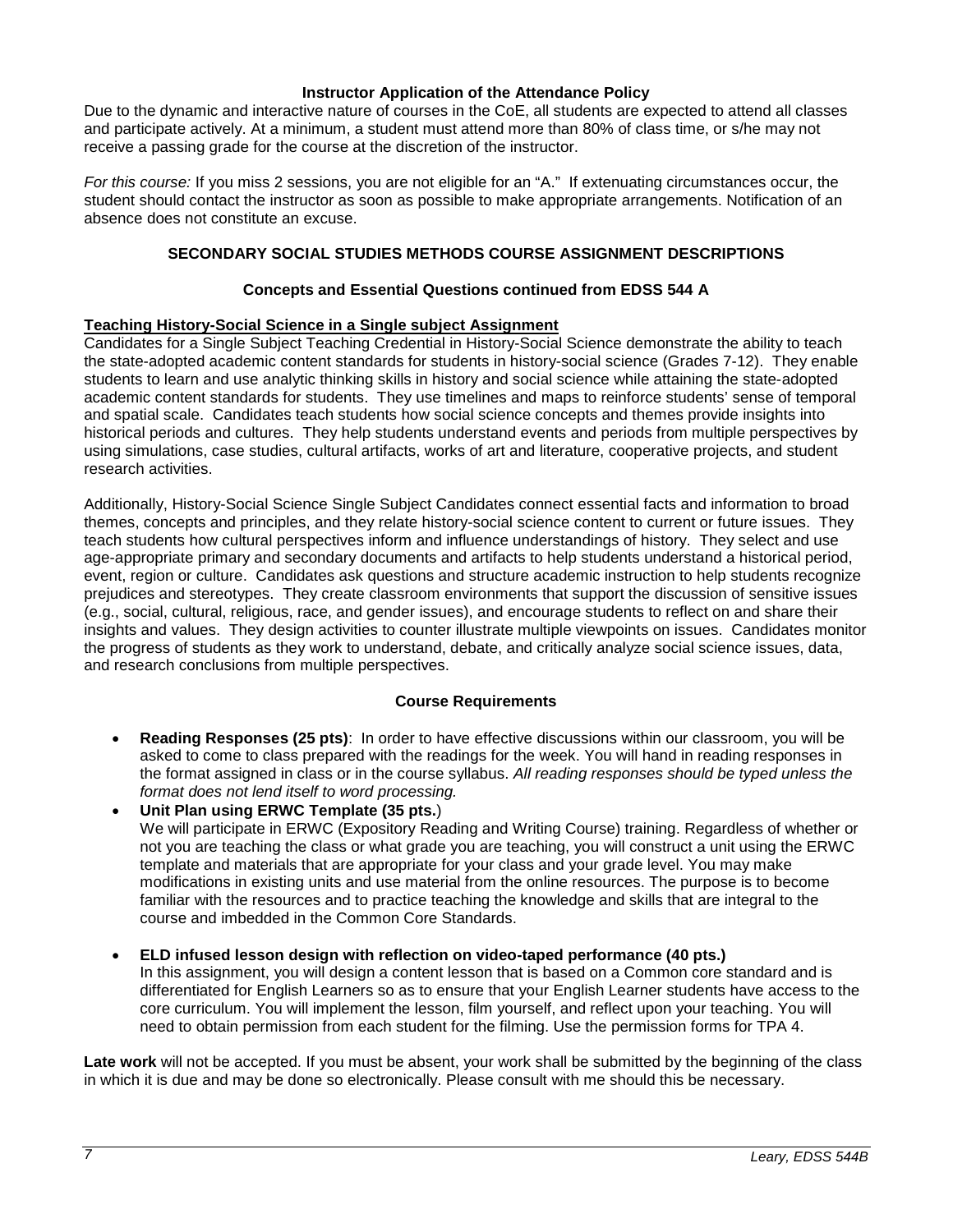### Instructor Application of the Attendance Policy

Due to the dynamic and interactive nature of courses in the CoE, all students are expected to attend all classes and participate actively. At a minimum, a student must attend more than 80% of class time, or s/he may not receive a passing grade for the course at the discretion of the instructor.

*For this course:* If you miss 2 sessions, you are not eligible for an "A." If extenuating circumstances occur, the student should contact the instructor as soon as possible to make appropriate arrangements. Notification of an absence does not constitute an excuse.

## SECONDARY SOCIAL STUDIES METHODS COURSE ASSIGNMENT DESCRIPTIONS

### Concepts and Essential Questions continued from EDSS 544 A

**Teaching History-Social Science in a Single subject Assignment**

Candidates for a Single Subject Teaching Credential in History-Social Science demonstrate the ability to teach the state-adopted academic content standards for students in history-social science (Grades 7-12). They enable students to learn and use analytic thinking skills in history and social science while attaining the state-adopted academic content standards for students. They use timelines and maps to reinforce students' sense of temporal and spatial scale. Candidates teach students how social science concepts and themes provide insights into historical periods and cultures. They help students understand events and periods from multiple perspectives by using simulations, case studies, cultural artifacts, works of art and literature, cooperative projects, and student research activities.

Additionally, History-Social Science Single Subject Candidates connect essential facts and information to broad themes, concepts and principles, and they relate history-social science content to current or future issues. They teach students how cultural perspectives inform and influence understandings of history. They select and use age-appropriate primary and secondary documents and artifacts to help students understand a historical period, event, region or culture. Candidates ask questions and structure academic instruction to help students recognize prejudices and stereotypes. They create classroom environments that support the discussion of sensitive issues (e.g., social, cultural, religious, race, and gender issues), and encourage students to reflect on and share their insights and values. They design activities to counter illustrate multiple viewpoints on issues. Candidates monitor the progress of students as they work to understand, debate, and critically analyze social science issues, data, and research conclusions from multiple perspectives.

### Course Requirements

- **Reading Responses (25 pts)**: In order to have effective discussions within our classroom, you will be asked to come to class prepared with the readings for the week. You will hand in reading responses in the format assigned in class or in the course syllabus. *All reading responses should be typed unless the format does not lend itself to word processing.*
- **Unit Plan using ERWC Template (35 pts.**)
  We will participate in ERWC (Expository Reading and Writing Course) training. Regardless of whether or not you are teaching the class or what grade you are teaching, you will construct a unit using the ERWC template and materials that are appropriate for your class and your grade level. You may make modifications in existing units and use material from the online resources. The purpose is to become familiar with the resources and to practice teaching the knowledge and skills that are integral to the course and imbedded in the Common Core Standards.
- **ELD infused lesson design with reflection on video-taped performance (40 pts.)**
  In this assignment, you will design a content lesson that is based on a Common core standard and is differentiated for English Learners so as to ensure that your English Learner students have access to the core curriculum. You will implement the lesson, film yourself, and reflect upon your teaching. You will need to obtain permission from each student for the filming. Use the permission forms for TPA 4.

**Late work** will not be accepted. If you must be absent, your work shall be submitted by the beginning of the class in which it is due and may be done so electronically. Please consult with me should this be necessary.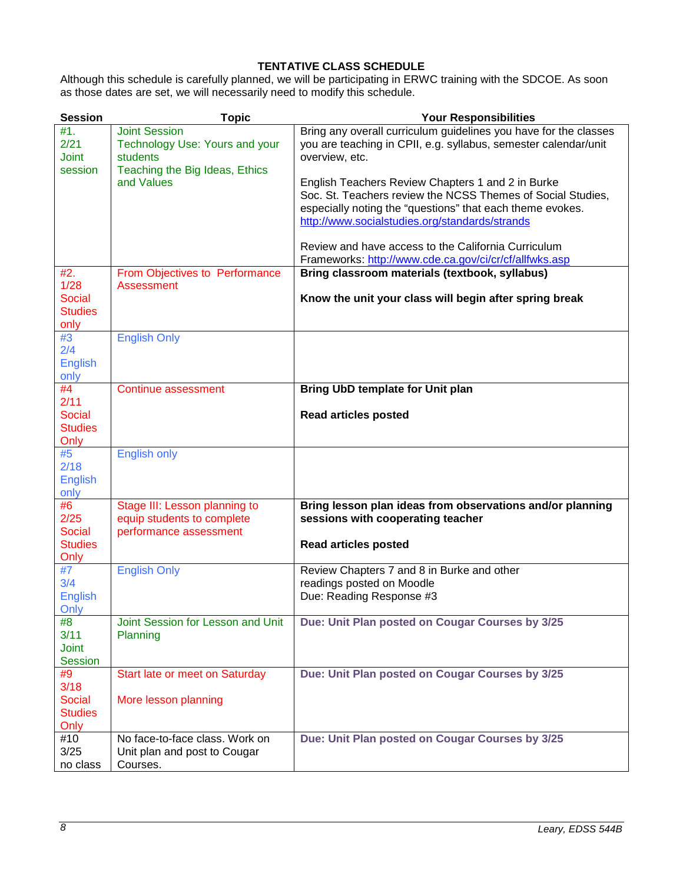**TENTATIVE CLASS SCHEDULE**

Although this schedule is carefully planned, we will be participating in ERWC training with the SDCOE. As soon as those dates are set, we will necessarily need to modify this schedule.

| Session | Topic | Your Responsibilities |
|---|---|---|
| #1. 2/21 Joint session | Joint Session<br>Technology Use: Yours and your students<br>Teaching the Big Ideas, Ethics and Values | Bring any overall curriculum guidelines you have for the classes you are teaching in CPII, e.g. syllabus, semester calendar/unit overview, etc.<br><br>English Teachers Review Chapters 1 and 2 in Burke<br>Soc. St. Teachers review the NCSS Themes of Social Studies, especially noting the "questions" that each theme evokes. [http://www.socialstudies.org/standards/strands](http://www.socialstudies.org/standards/strands)<br><br>Review and have access to the California Curriculum Frameworks: [http://www.cde.ca.gov/ci/cr/cf/allfwks.asp](http://www.cde.ca.gov/ci/cr/cf/allfwks.asp) |
| #2. 1/28 Social Studies only | From Objectives to Performance Assessment | **Bring classroom materials (textbook, syllabus)**<br><br>**Know the unit your class will begin after spring break** |
| #3 2/4 English only | English Only | |
| #4 2/11 Social Studies Only | Continue assessment | **Bring UbD template for Unit plan**<br><br>**Read articles posted** |
| #5 2/18 English only | English only | |
| #6 2/25 Social Studies Only | Stage III: Lesson planning to equip students to complete performance assessment | **Bring lesson plan ideas from observations and/or planning sessions with cooperating teacher**<br><br>**Read articles posted** |
| #7 3/4 English Only | English Only | Review Chapters 7 and 8 in Burke and other readings posted on Moodle<br>Due: Reading Response #3 |
| #8 3/11 Joint Session | Joint Session for Lesson and Unit Planning | **Due: Unit Plan posted on Cougar Courses by 3/25** |
| #9 3/18 Social Studies Only | Start late or meet on Saturday<br><br>More lesson planning | **Due: Unit Plan posted on Cougar Courses by 3/25** |
| #10 3/25 no class | No face-to-face class. Work on Unit plan and post to Cougar Courses. | **Due: Unit Plan posted on Cougar Courses by 3/25** |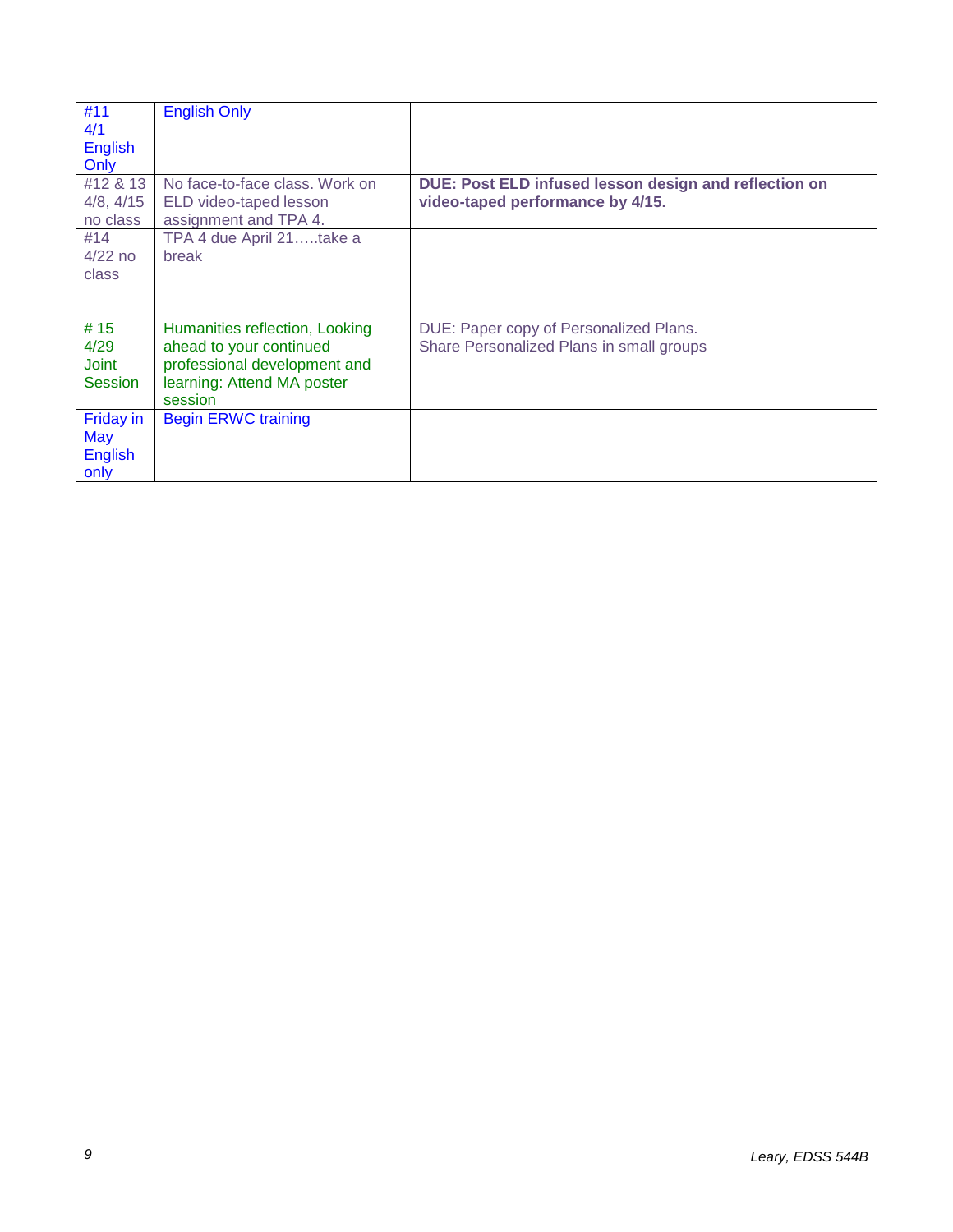| | | |
|---|---|---|
| #11 4/1 English Only | English Only | |
| #12 & 13 4/8, 4/15 no class | No face-to-face class. Work on ELD video-taped lesson assignment and TPA 4. | **DUE: Post ELD infused lesson design and reflection on video-taped performance by 4/15.** |
| #14 4/22 no class | TPA 4 due April 21…..take a break | |
| # 15 4/29 Joint Session | Humanities reflection, Looking ahead to your continued professional development and learning: Attend MA poster session | DUE: Paper copy of Personalized Plans. Share Personalized Plans in small groups |
| Friday in May English only | Begin ERWC training | |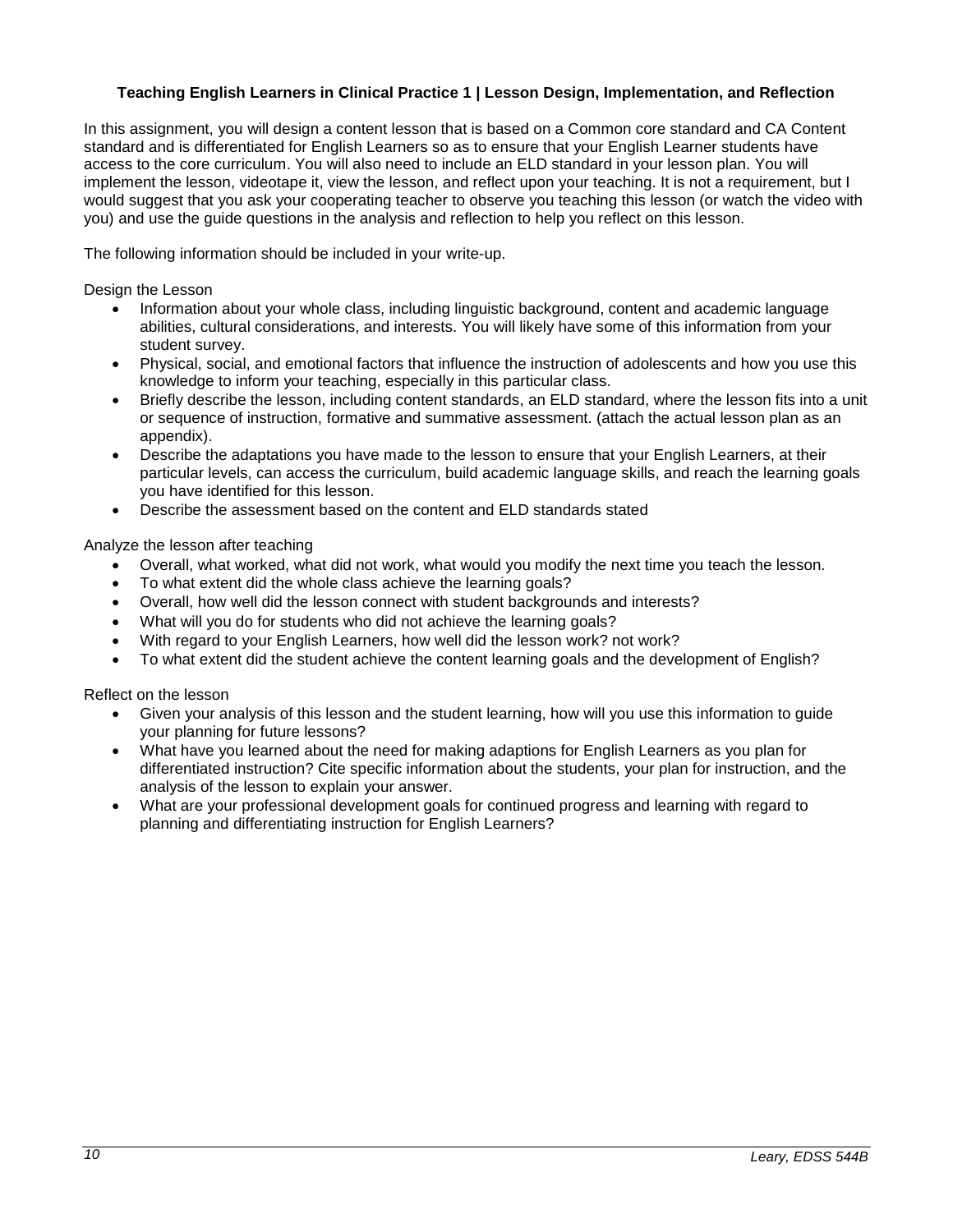**Teaching English Learners in Clinical Practice 1 | Lesson Design, Implementation, and Reflection**

In this assignment, you will design a content lesson that is based on a Common core standard and CA Content standard and is differentiated for English Learners so as to ensure that your English Learner students have access to the core curriculum. You will also need to include an ELD standard in your lesson plan. You will implement the lesson, videotape it, view the lesson, and reflect upon your teaching. It is not a requirement, but I would suggest that you ask your cooperating teacher to observe you teaching this lesson (or watch the video with you) and use the guide questions in the analysis and reflection to help you reflect on this lesson.

The following information should be included in your write-up.

Design the Lesson

- Information about your whole class, including linguistic background, content and academic language abilities, cultural considerations, and interests. You will likely have some of this information from your student survey.
- Physical, social, and emotional factors that influence the instruction of adolescents and how you use this knowledge to inform your teaching, especially in this particular class.
- Briefly describe the lesson, including content standards, an ELD standard, where the lesson fits into a unit or sequence of instruction, formative and summative assessment. (attach the actual lesson plan as an appendix).
- Describe the adaptations you have made to the lesson to ensure that your English Learners, at their particular levels, can access the curriculum, build academic language skills, and reach the learning goals you have identified for this lesson.
- Describe the assessment based on the content and ELD standards stated

Analyze the lesson after teaching

- Overall, what worked, what did not work, what would you modify the next time you teach the lesson.
- To what extent did the whole class achieve the learning goals?
- Overall, how well did the lesson connect with student backgrounds and interests?
- What will you do for students who did not achieve the learning goals?
- With regard to your English Learners, how well did the lesson work? not work?
- To what extent did the student achieve the content learning goals and the development of English?

Reflect on the lesson

- Given your analysis of this lesson and the student learning, how will you use this information to guide your planning for future lessons?
- What have you learned about the need for making adaptions for English Learners as you plan for differentiated instruction? Cite specific information about the students, your plan for instruction, and the analysis of the lesson to explain your answer.
- What are your professional development goals for continued progress and learning with regard to planning and differentiating instruction for English Learners?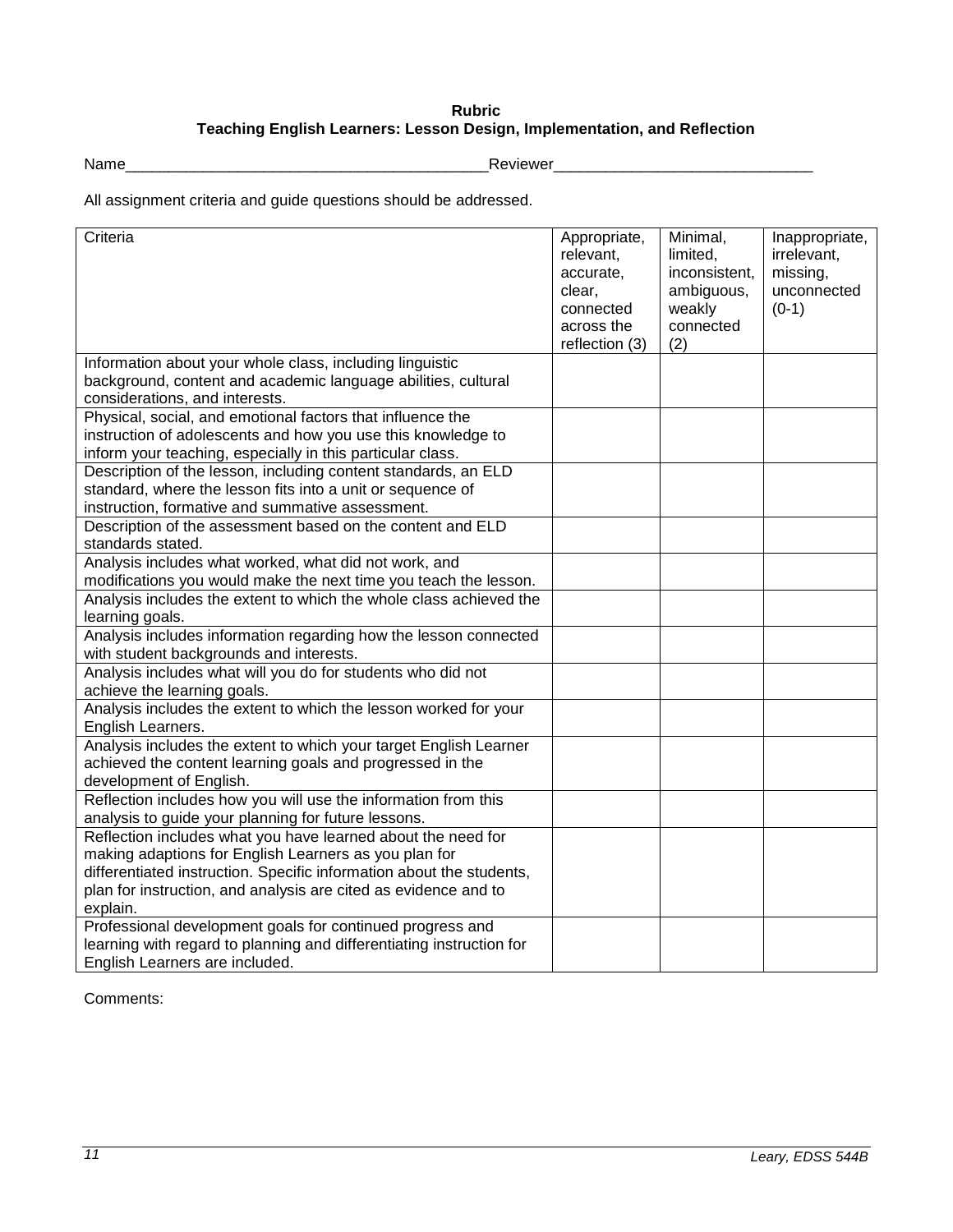**Rubric**
**Teaching English Learners: Lesson Design, Implementation, and Reflection**

Name__________________________________________Reviewer______________________________

All assignment criteria and guide questions should be addressed.

| Criteria | Appropriate, relevant, accurate, clear, connected across the reflection (3) | Minimal, limited, inconsistent, ambiguous, weakly connected (2) | Inappropriate, irrelevant, missing, unconnected (0-1) |
|---|---|---|---|
| Information about your whole class, including linguistic background, content and academic language abilities, cultural considerations, and interests. | | | |
| Physical, social, and emotional factors that influence the instruction of adolescents and how you use this knowledge to inform your teaching, especially in this particular class. | | | |
| Description of the lesson, including content standards, an ELD standard, where the lesson fits into a unit or sequence of instruction, formative and summative assessment. | | | |
| Description of the assessment based on the content and ELD standards stated. | | | |
| Analysis includes what worked, what did not work, and modifications you would make the next time you teach the lesson. | | | |
| Analysis includes the extent to which the whole class achieved the learning goals. | | | |
| Analysis includes information regarding how the lesson connected with student backgrounds and interests. | | | |
| Analysis includes what will you do for students who did not achieve the learning goals. | | | |
| Analysis includes the extent to which the lesson worked for your English Learners. | | | |
| Analysis includes the extent to which your target English Learner achieved the content learning goals and progressed in the development of English. | | | |
| Reflection includes how you will use the information from this analysis to guide your planning for future lessons. | | | |
| Reflection includes what you have learned about the need for making adaptions for English Learners as you plan for differentiated instruction. Specific information about the students, plan for instruction, and analysis are cited as evidence and to explain. | | | |
| Professional development goals for continued progress and learning with regard to planning and differentiating instruction for English Learners are included. | | | |

Comments: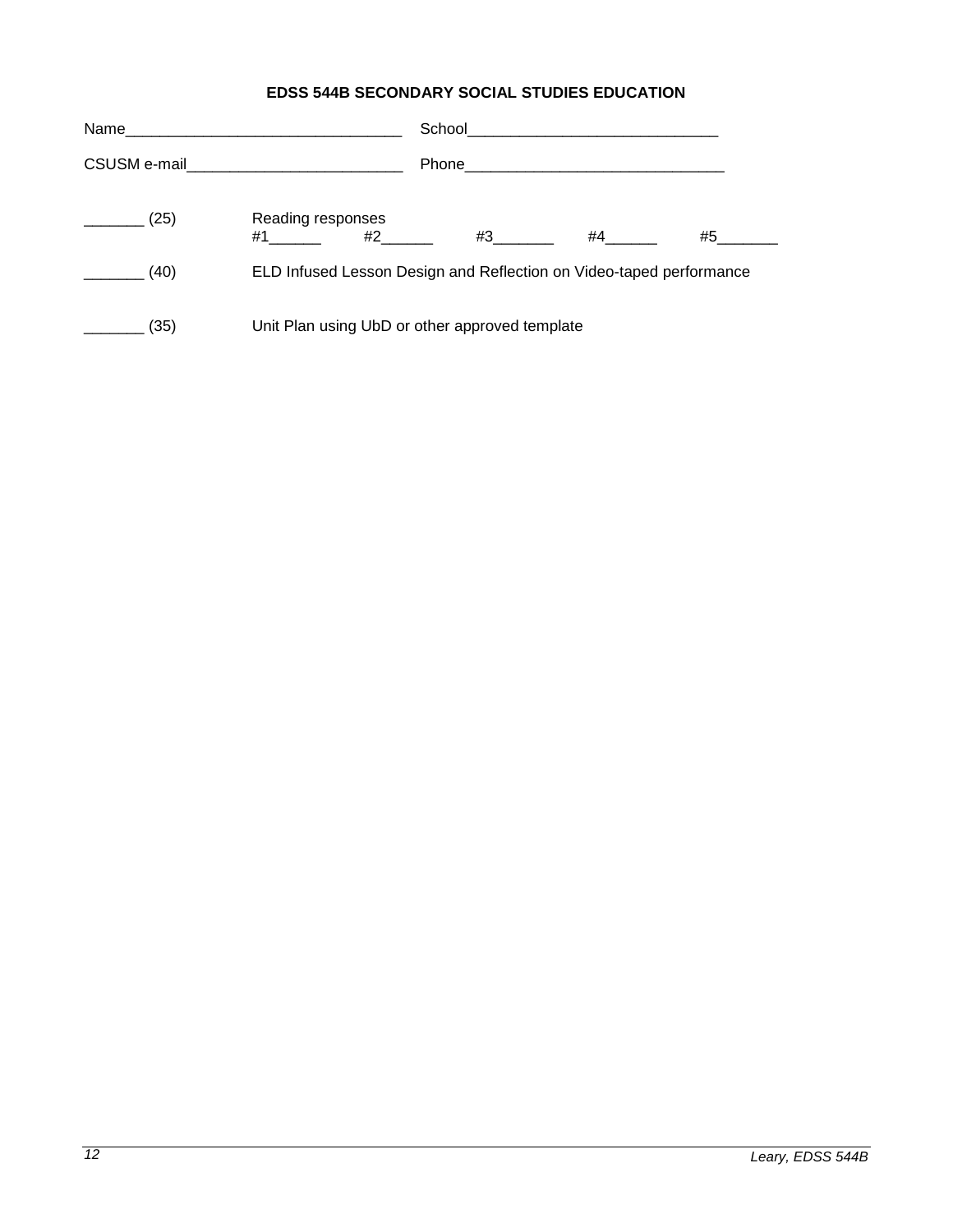**EDSS 544B SECONDARY SOCIAL STUDIES EDUCATION**

Name________________________________ School_____________________________

CSUSM e-mail_________________________ Phone______________________________

_______ (25) Reading responses
#1______ #2______ #3_______ #4______ #5_______

_______ (40) ELD Infused Lesson Design and Reflection on Video-taped performance

_______ (35) Unit Plan using UbD or other approved template